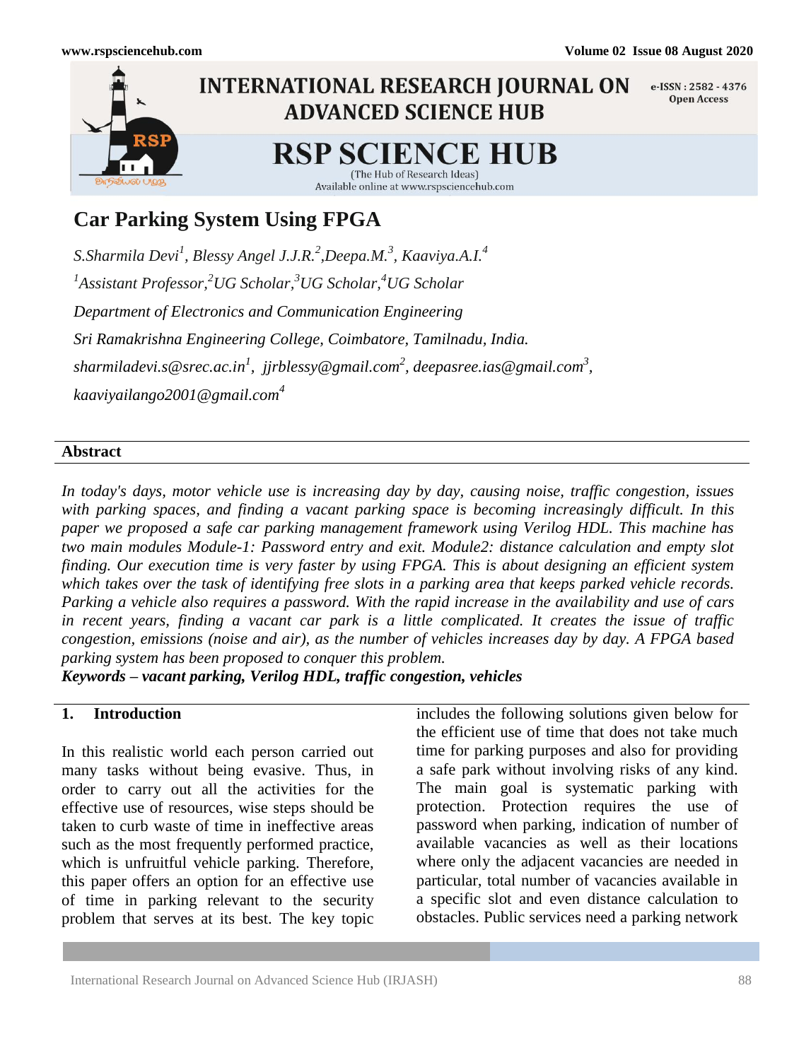# Car Parking System Using FPGA

*S.Sharmila Devi[1], Blessy Angel J.J.R.[2],Deepa.M.[3], Kaaviya.A.I.[4]*

*[1]Assistant Professor,[2]UG Scholar,[3]UG Scholar,[4]UG Scholar*

*Department of Electronics and Communication Engineering*

*Sri Ramakrishna Engineering College, Coimbatore, Tamilnadu, India.*

*sharmiladevi.s@srec.ac.in[1], jjrblessy@gmail.com[2], deepasree.ias@gmail.com[3], kaaviyailango2001@gmail.com[4]*

## Abstract

*In today's days, motor vehicle use is increasing day by day, causing noise, traffic congestion, issues with parking spaces, and finding a vacant parking space is becoming increasingly difficult. In this paper we proposed a safe car parking management framework using Verilog HDL. This machine has two main modules Module-1: Password entry and exit. Module2: distance calculation and empty slot finding. Our execution time is very faster by using FPGA. This is about designing an efficient system which takes over the task of identifying free slots in a parking area that keeps parked vehicle records. Parking a vehicle also requires a password. With the rapid increase in the availability and use of cars in recent years, finding a vacant car park is a little complicated. It creates the issue of traffic congestion, emissions (noise and air), as the number of vehicles increases day by day. A FPGA based parking system has been proposed to conquer this problem.*

***Keywords – vacant parking, Verilog HDL, traffic congestion, vehicles***

## 1. Introduction

In this realistic world each person carried out many tasks without being evasive. Thus, in order to carry out all the activities for the effective use of resources, wise steps should be taken to curb waste of time in ineffective areas such as the most frequently performed practice, which is unfruitful vehicle parking. Therefore, this paper offers an option for an effective use of time in parking relevant to the security problem that serves at its best. The key topic includes the following solutions given below for the efficient use of time that does not take much time for parking purposes and also for providing a safe park without involving risks of any kind. The main goal is systematic parking with protection. Protection requires the use of password when parking, indication of number of available vacancies as well as their locations where only the adjacent vacancies are needed in particular, total number of vacancies available in a specific slot and even distance calculation to obstacles. Public services need a parking network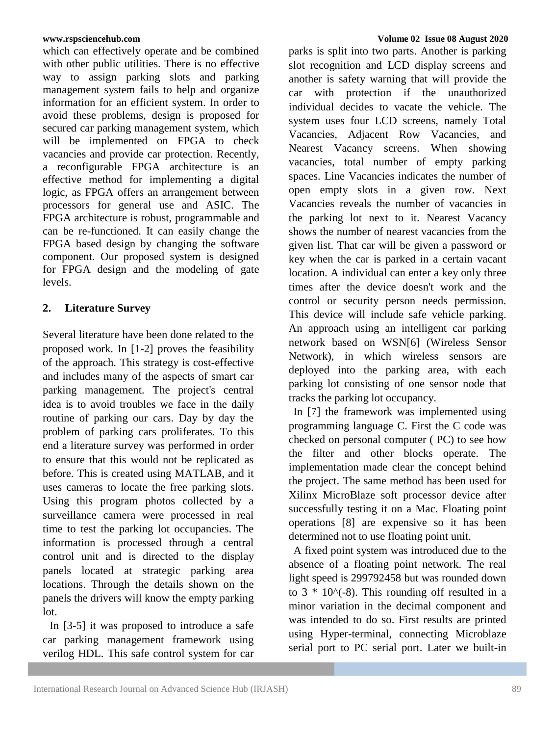which can effectively operate and be combined with other public utilities. There is no effective way to assign parking slots and parking management system fails to help and organize information for an efficient system. In order to avoid these problems, design is proposed for secured car parking management system, which will be implemented on FPGA to check vacancies and provide car protection. Recently, a reconfigurable FPGA architecture is an effective method for implementing a digital logic, as FPGA offers an arrangement between processors for general use and ASIC. The FPGA architecture is robust, programmable and can be re-functioned. It can easily change the FPGA based design by changing the software component. Our proposed system is designed for FPGA design and the modeling of gate levels.

## 2. Literature Survey

Several literature have been done related to the proposed work. In [1-2] proves the feasibility of the approach. This strategy is cost-effective and includes many of the aspects of smart car parking management. The project's central idea is to avoid troubles we face in the daily routine of parking our cars. Day by day the problem of parking cars proliferates. To this end a literature survey was performed in order to ensure that this would not be replicated as before. This is created using MATLAB, and it uses cameras to locate the free parking slots. Using this program photos collected by a surveillance camera were processed in real time to test the parking lot occupancies. The information is processed through a central control unit and is directed to the display panels located at strategic parking area locations. Through the details shown on the panels the drivers will know the empty parking lot.

In [3-5] it was proposed to introduce a safe car parking management framework using verilog HDL. This safe control system for car parks is split into two parts. Another is parking slot recognition and LCD display screens and another is safety warning that will provide the car with protection if the unauthorized individual decides to vacate the vehicle. The system uses four LCD screens, namely Total Vacancies, Adjacent Row Vacancies, and Nearest Vacancy screens. When showing vacancies, total number of empty parking spaces. Line Vacancies indicates the number of open empty slots in a given row. Next Vacancies reveals the number of vacancies in the parking lot next to it. Nearest Vacancy shows the number of nearest vacancies from the given list. That car will be given a password or key when the car is parked in a certain vacant location. A individual can enter a key only three times after the device doesn't work and the control or security person needs permission. This device will include safe vehicle parking. An approach using an intelligent car parking network based on WSN[6] (Wireless Sensor Network), in which wireless sensors are deployed into the parking area, with each parking lot consisting of one sensor node that tracks the parking lot occupancy.

In [7] the framework was implemented using programming language C. First the C code was checked on personal computer ( PC) to see how the filter and other blocks operate. The implementation made clear the concept behind the project. The same method has been used for Xilinx MicroBlaze soft processor device after successfully testing it on a Mac. Floating point operations [8] are expensive so it has been determined not to use floating point unit.

A fixed point system was introduced due to the absence of a floating point network. The real light speed is 299792458 but was rounded down to 3 * 10^(-8). This rounding off resulted in a minor variation in the decimal component and was intended to do so. First results are printed using Hyper-terminal, connecting Microblaze serial port to PC serial port. Later we built-in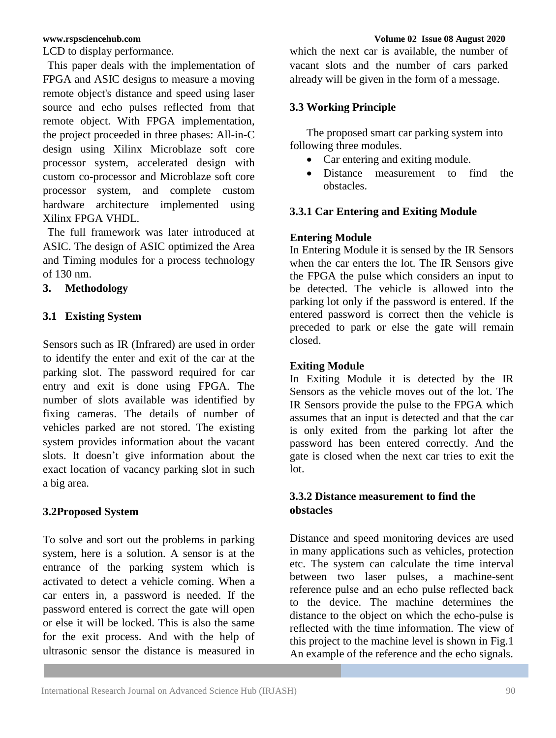LCD to display performance.

This paper deals with the implementation of FPGA and ASIC designs to measure a moving remote object's distance and speed using laser source and echo pulses reflected from that remote object. With FPGA implementation, the project proceeded in three phases: All-in-C design using Xilinx Microblaze soft core processor system, accelerated design with custom co-processor and Microblaze soft core processor system, and complete custom hardware architecture implemented using Xilinx FPGA VHDL.

The full framework was later introduced at ASIC. The design of ASIC optimized the Area and Timing modules for a process technology of 130 nm.

## 3. Methodology

### 3.1 Existing System

Sensors such as IR (Infrared) are used in order to identify the enter and exit of the car at the parking slot. The password required for car entry and exit is done using FPGA. The number of slots available was identified by fixing cameras. The details of number of vehicles parked are not stored. The existing system provides information about the vacant slots. It doesn't give information about the exact location of vacancy parking slot in such a big area.

### 3.2Proposed System

To solve and sort out the problems in parking system, here is a solution. A sensor is at the entrance of the parking system which is activated to detect a vehicle coming. When a car enters in, a password is needed. If the password entered is correct the gate will open or else it will be locked. This is also the same for the exit process. And with the help of ultrasonic sensor the distance is measured in which the next car is available, the number of vacant slots and the number of cars parked already will be given in the form of a message.

### 3.3 Working Principle

The proposed smart car parking system into following three modules.

- Car entering and exiting module.
- Distance measurement to find the obstacles.

#### 3.3.1 Car Entering and Exiting Module

**Entering Module**

In Entering Module it is sensed by the IR Sensors when the car enters the lot. The IR Sensors give the FPGA the pulse which considers an input to be detected. The vehicle is allowed into the parking lot only if the password is entered. If the entered password is correct then the vehicle is preceded to park or else the gate will remain closed.

**Exiting Module**

In Exiting Module it is detected by the IR Sensors as the vehicle moves out of the lot. The IR Sensors provide the pulse to the FPGA which assumes that an input is detected and that the car is only exited from the parking lot after the password has been entered correctly. And the gate is closed when the next car tries to exit the lot.

#### 3.3.2 Distance measurement to find the obstacles

Distance and speed monitoring devices are used in many applications such as vehicles, protection etc. The system can calculate the time interval between two laser pulses, a machine-sent reference pulse and an echo pulse reflected back to the device. The machine determines the distance to the object on which the echo-pulse is reflected with the time information. The view of this project to the machine level is shown in Fig.1 An example of the reference and the echo signals.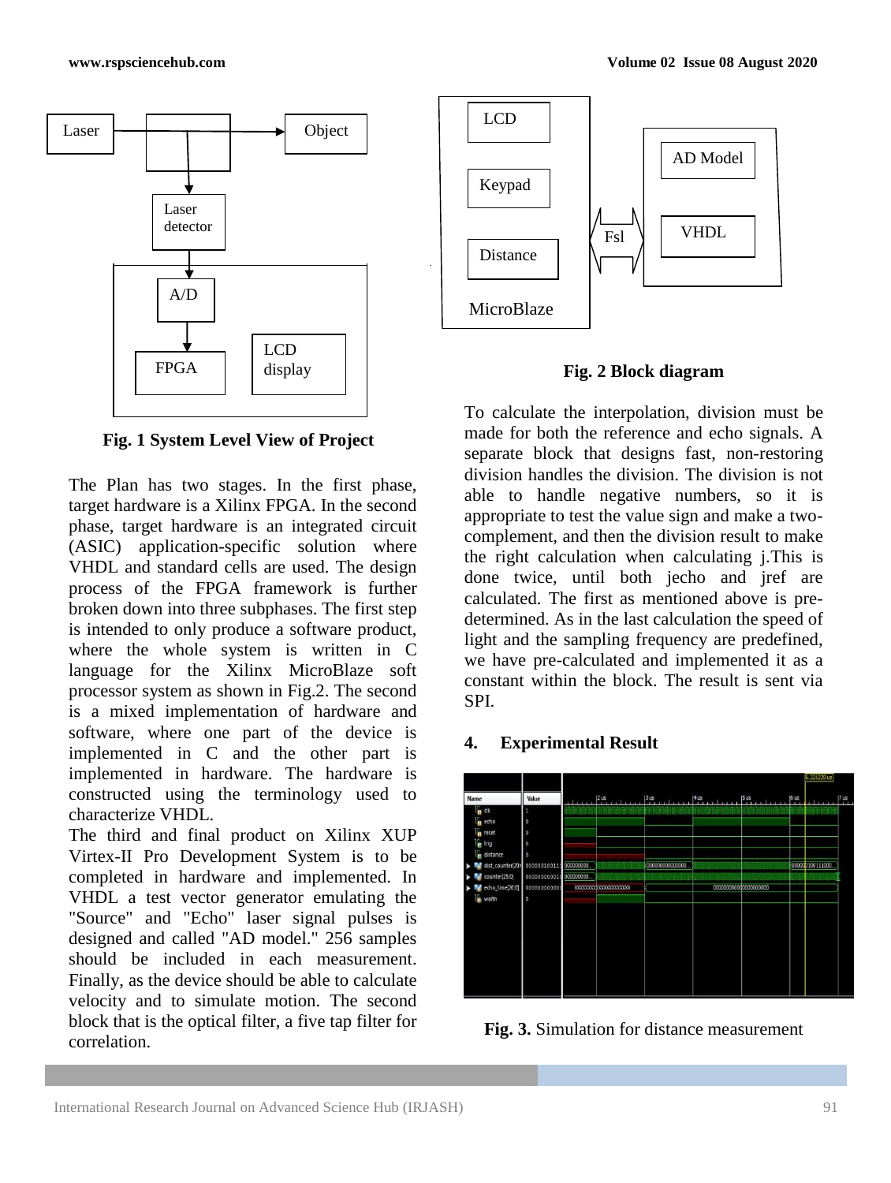**Fig. 1 System Level View of Project**

The Plan has two stages. In the first phase, target hardware is a Xilinx FPGA. In the second phase, target hardware is an integrated circuit (ASIC) application-specific solution where VHDL and standard cells are used. The design process of the FPGA framework is further broken down into three subphases. The first step is intended to only produce a software product, where the whole system is written in C language for the Xilinx MicroBlaze soft processor system as shown in Fig.2. The second is a mixed implementation of hardware and software, where one part of the device is implemented in C and the other part is implemented in hardware. The hardware is constructed using the terminology used to characterize VHDL.

The third and final product on Xilinx XUP Virtex-II Pro Development System is to be completed in hardware and implemented. In VHDL a test vector generator emulating the "Source" and "Echo" laser signal pulses is designed and called "AD model." 256 samples should be included in each measurement. Finally, as the device should be able to calculate velocity and to simulate motion. The second block that is the optical filter, a five tap filter for correlation.

**Fig. 2 Block diagram**

To calculate the interpolation, division must be made for both the reference and echo signals. A separate block that designs fast, non-restoring division handles the division. The division is not able to handle negative numbers, so it is appropriate to test the value sign and make a two-complement, and then the division result to make the right calculation when calculating j.This is done twice, until both jecho and jref are calculated. The first as mentioned above is pre-determined. As in the last calculation the speed of light and the sampling frequency are predefined, we have pre-calculated and implemented it as a constant within the block. The result is sent via SPI.

## 4. Experimental Result

**Fig. 3.** Simulation for distance measurement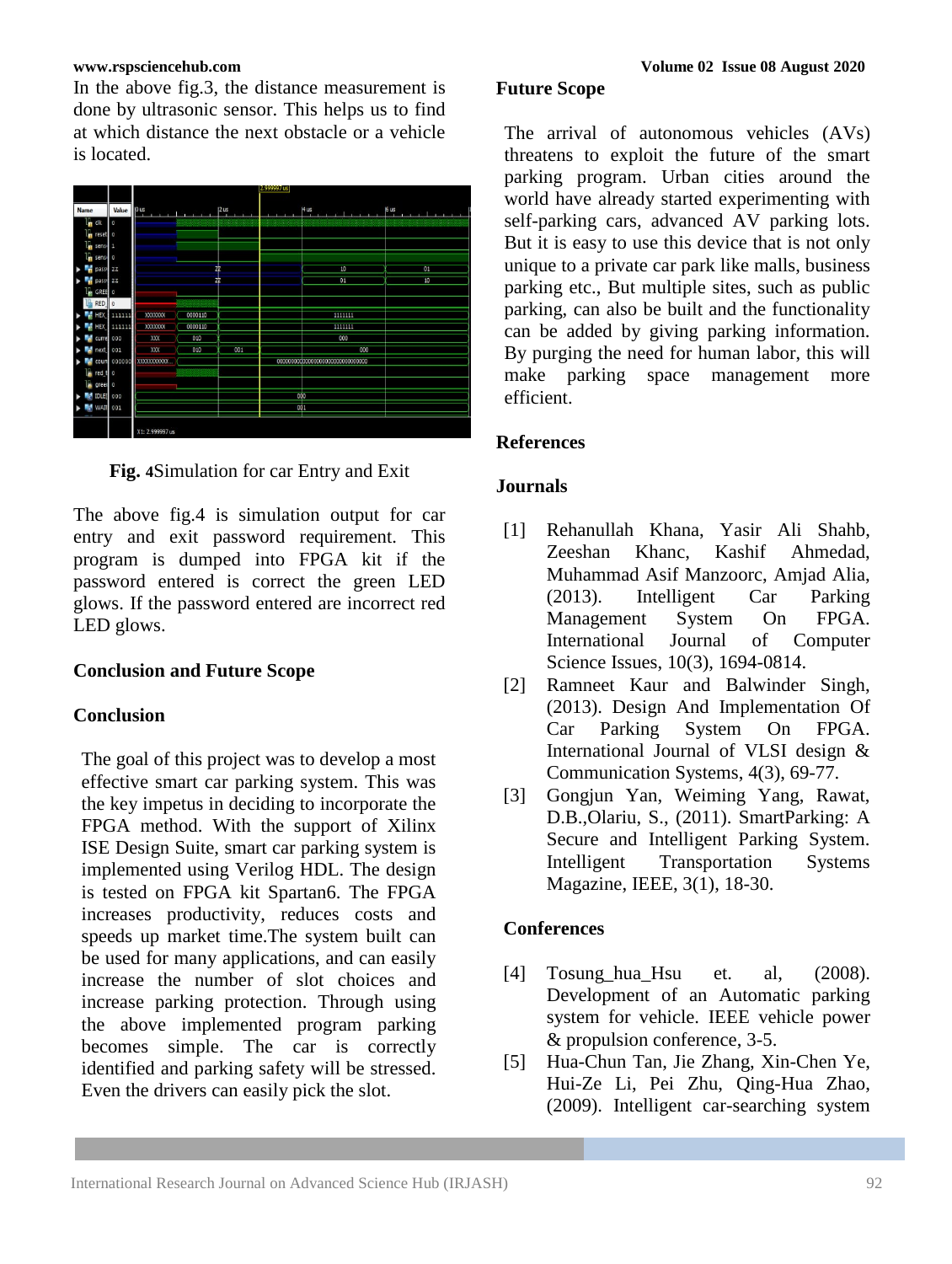In the above fig.3, the distance measurement is done by ultrasonic sensor. This helps us to find at which distance the next obstacle or a vehicle is located.

**Fig. 4**Simulation for car Entry and Exit

The above fig.4 is simulation output for car entry and exit password requirement. This program is dumped into FPGA kit if the password entered is correct the green LED glows. If the password entered are incorrect red LED glows.

## Conclusion and Future Scope

### Conclusion

The goal of this project was to develop a most effective smart car parking system. This was the key impetus in deciding to incorporate the FPGA method. With the support of Xilinx ISE Design Suite, smart car parking system is implemented using Verilog HDL. The design is tested on FPGA kit Spartan6. The FPGA increases productivity, reduces costs and speeds up market time.The system built can be used for many applications, and can easily increase the number of slot choices and increase parking protection. Through using the above implemented program parking becomes simple. The car is correctly identified and parking safety will be stressed. Even the drivers can easily pick the slot.

### Future Scope

The arrival of autonomous vehicles (AVs) threatens to exploit the future of the smart parking program. Urban cities around the world have already started experimenting with self-parking cars, advanced AV parking lots. But it is easy to use this device that is not only unique to a private car park like malls, business parking etc., But multiple sites, such as public parking, can also be built and the functionality can be added by giving parking information. By purging the need for human labor, this will make parking space management more efficient.

## References

### Journals

[1] Rehanullah Khana, Yasir Ali Shahb, Zeeshan Khanc, Kashif Ahmedad, Muhammad Asif Manzoorc, Amjad Alia, (2013). Intelligent Car Parking Management System On FPGA. International Journal of Computer Science Issues, 10(3), 1694-0814.

[2] Ramneet Kaur and Balwinder Singh, (2013). Design And Implementation Of Car Parking System On FPGA. International Journal of VLSI design & Communication Systems, 4(3), 69-77.

[3] Gongjun Yan, Weiming Yang, Rawat, D.B.,Olariu, S., (2011). SmartParking: A Secure and Intelligent Parking System. Intelligent Transportation Systems Magazine, IEEE, 3(1), 18-30.

### Conferences

[4] Tosung_hua_Hsu et. al, (2008). Development of an Automatic parking system for vehicle. IEEE vehicle power & propulsion conference, 3-5.

[5] Hua-Chun Tan, Jie Zhang, Xin-Chen Ye, Hui-Ze Li, Pei Zhu, Qing-Hua Zhao, (2009). Intelligent car-searching system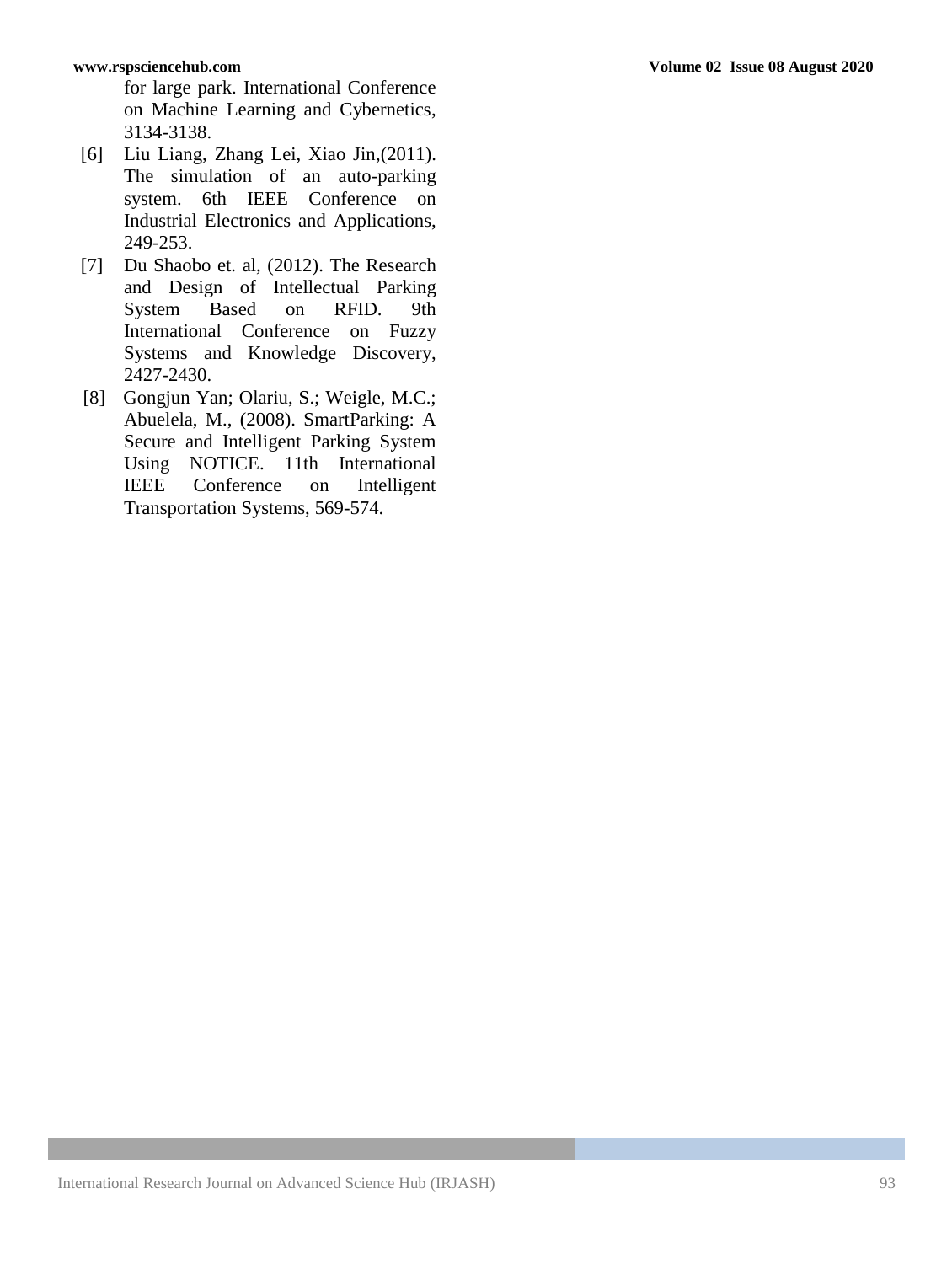for large park. International Conference on Machine Learning and Cybernetics, 3134-3138.

[6] Liu Liang, Zhang Lei, Xiao Jin,(2011). The simulation of an auto-parking system. 6th IEEE Conference on Industrial Electronics and Applications, 249-253.

[7] Du Shaobo et. al, (2012). The Research and Design of Intellectual Parking System Based on RFID. 9th International Conference on Fuzzy Systems and Knowledge Discovery, 2427-2430.

[8] Gongjun Yan; Olariu, S.; Weigle, M.C.; Abuelela, M., (2008). SmartParking: A Secure and Intelligent Parking System Using NOTICE. 11th International IEEE Conference on Intelligent Transportation Systems, 569-574.